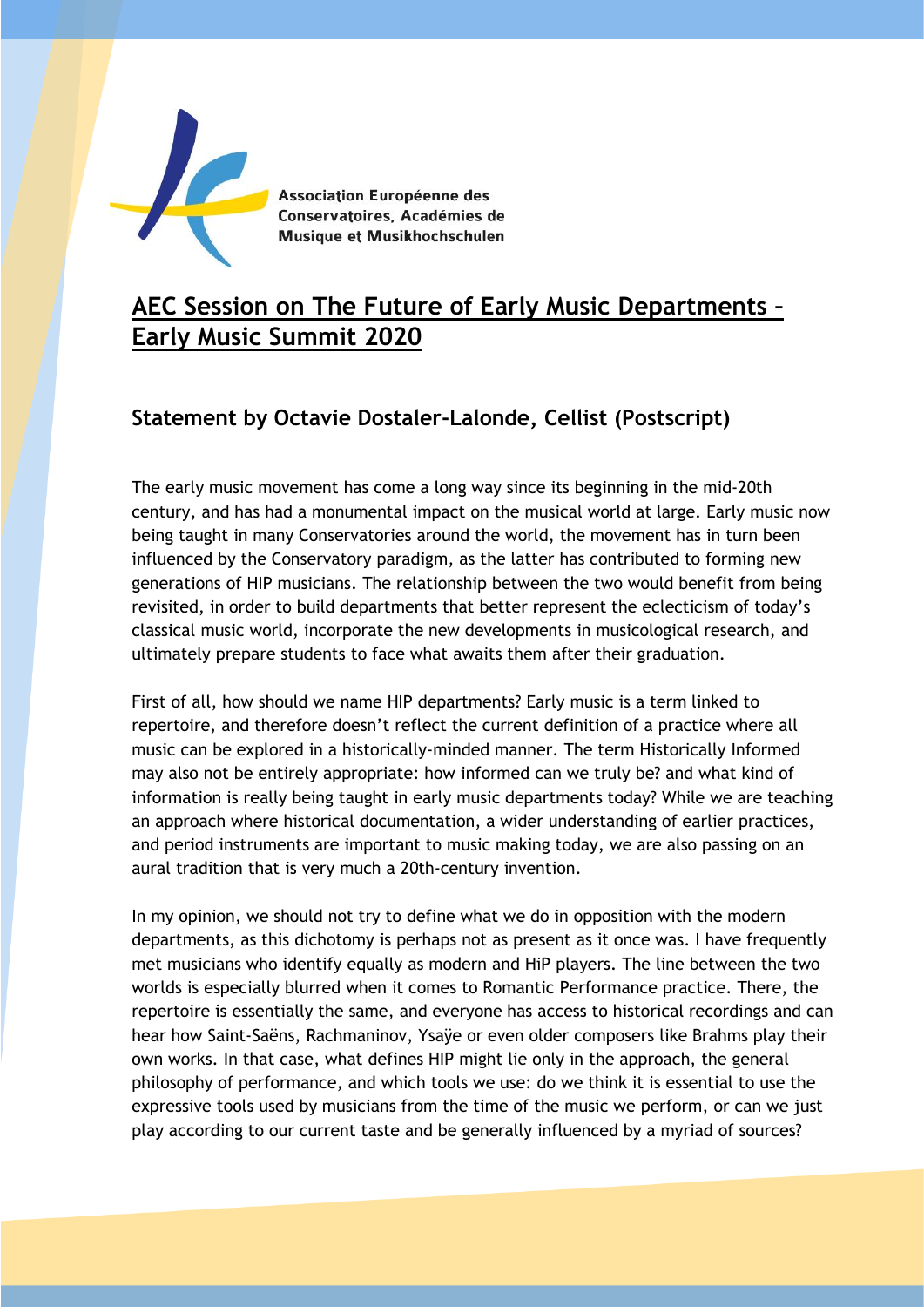Association Européenne des Conservatoires, Académies de Musique et Musikhochschulen

# AEC Session on The Future of Early Music Departments – Early Music Summit 2020

## Statement by Octavie Dostaler-Lalonde, Cellist (Postscript)

The early music movement has come a long way since its beginning in the mid-20th century, and has had a monumental impact on the musical world at large. Early music now being taught in many Conservatories around the world, the movement has in turn been influenced by the Conservatory paradigm, as the latter has contributed to forming new generations of HIP musicians. The relationship between the two would benefit from being revisited, in order to build departments that better represent the eclecticism of today's classical music world, incorporate the new developments in musicological research, and ultimately prepare students to face what awaits them after their graduation.

First of all, how should we name HIP departments? Early music is a term linked to repertoire, and therefore doesn't reflect the current definition of a practice where all music can be explored in a historically-minded manner. The term Historically Informed may also not be entirely appropriate: how informed can we truly be? and what kind of information is really being taught in early music departments today? While we are teaching an approach where historical documentation, a wider understanding of earlier practices, and period instruments are important to music making today, we are also passing on an aural tradition that is very much a 20th-century invention.

In my opinion, we should not try to define what we do in opposition with the modern departments, as this dichotomy is perhaps not as present as it once was. I have frequently met musicians who identify equally as modern and HiP players. The line between the two worlds is especially blurred when it comes to Romantic Performance practice. There, the repertoire is essentially the same, and everyone has access to historical recordings and can hear how Saint-Saëns, Rachmaninov, Ysaÿe or even older composers like Brahms play their own works. In that case, what defines HIP might lie only in the approach, the general philosophy of performance, and which tools we use: do we think it is essential to use the expressive tools used by musicians from the time of the music we perform, or can we just play according to our current taste and be generally influenced by a myriad of sources?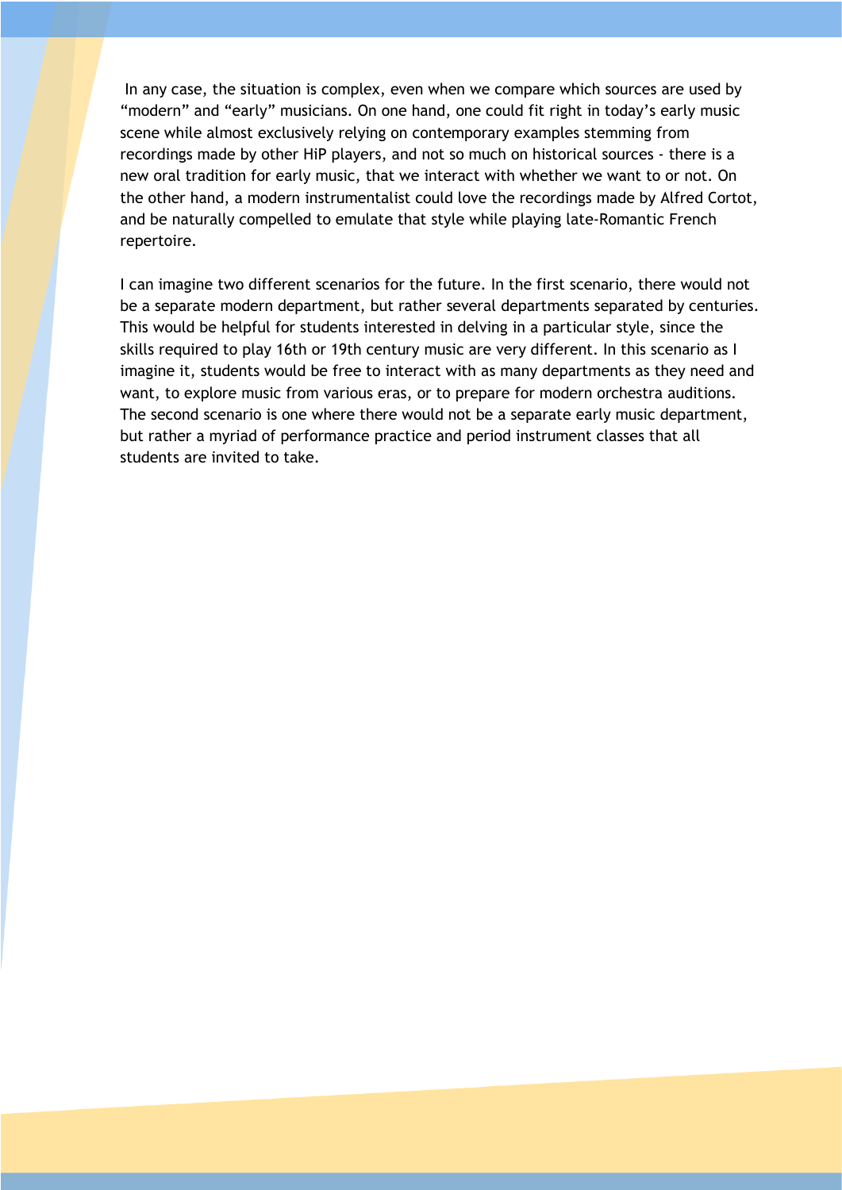In any case, the situation is complex, even when we compare which sources are used by "modern" and "early" musicians. On one hand, one could fit right in today's early music scene while almost exclusively relying on contemporary examples stemming from recordings made by other HiP players, and not so much on historical sources - there is a new oral tradition for early music, that we interact with whether we want to or not. On the other hand, a modern instrumentalist could love the recordings made by Alfred Cortot, and be naturally compelled to emulate that style while playing late-Romantic French repertoire.

I can imagine two different scenarios for the future. In the first scenario, there would not be a separate modern department, but rather several departments separated by centuries. This would be helpful for students interested in delving in a particular style, since the skills required to play 16th or 19th century music are very different. In this scenario as I imagine it, students would be free to interact with as many departments as they need and want, to explore music from various eras, or to prepare for modern orchestra auditions. The second scenario is one where there would not be a separate early music department, but rather a myriad of performance practice and period instrument classes that all students are invited to take.